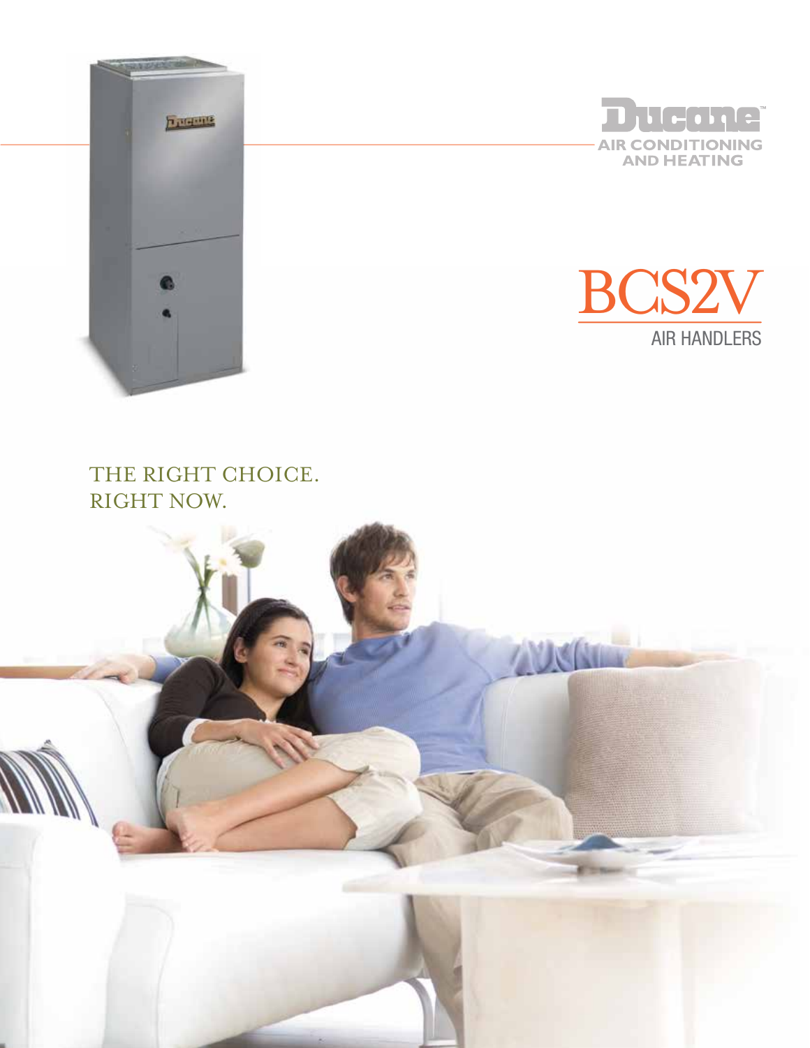Ducane™

AIR CONDITIONING AND HEATING

# BCS2V

## AIR HANDLERS

THE RIGHT CHOICE.
RIGHT NOW.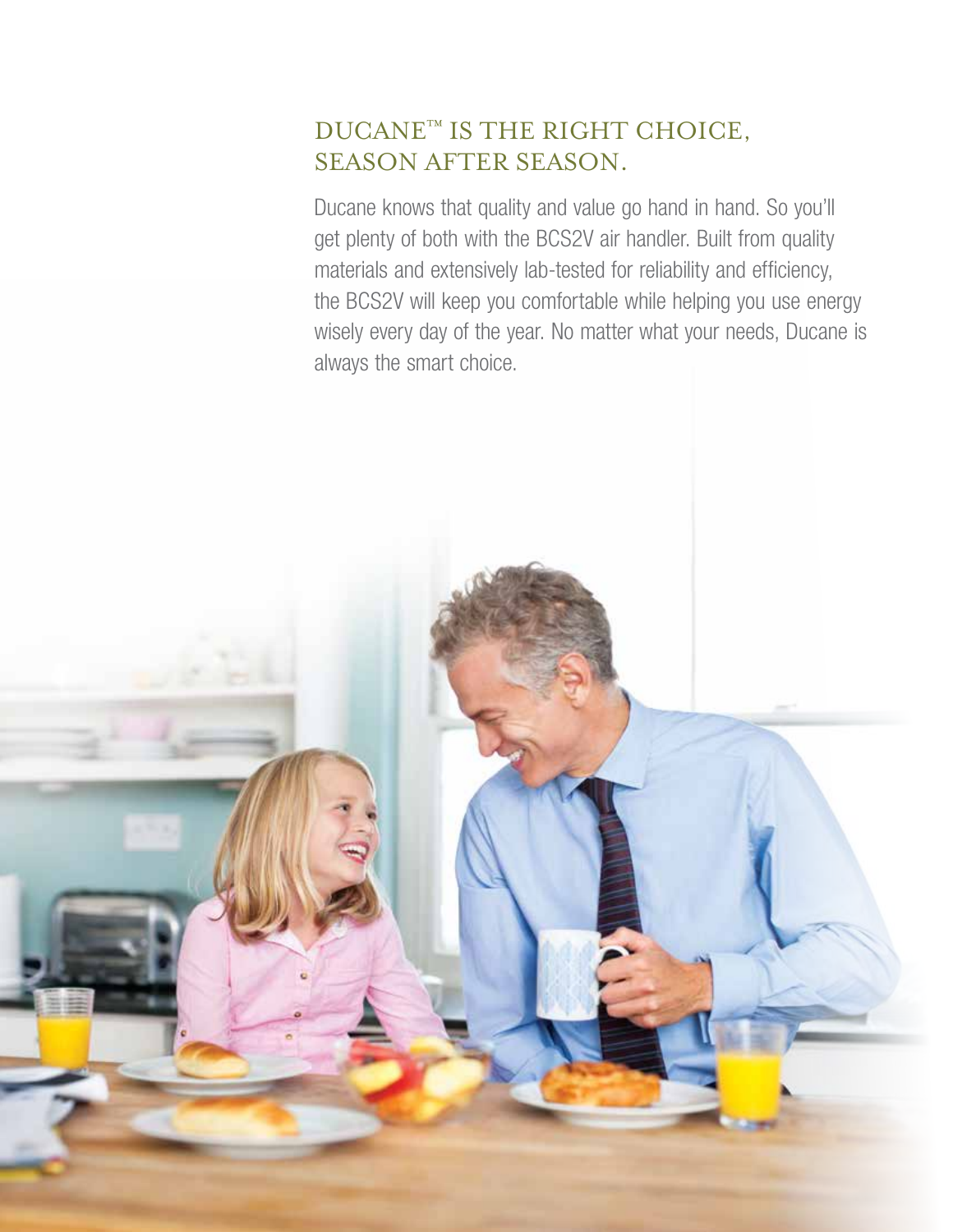## DUCANE™ IS THE RIGHT CHOICE, SEASON AFTER SEASON.

Ducane knows that quality and value go hand in hand. So you'll get plenty of both with the BCS2V air handler. Built from quality materials and extensively lab-tested for reliability and efficiency, the BCS2V will keep you comfortable while helping you use energy wisely every day of the year. No matter what your needs, Ducane is always the smart choice.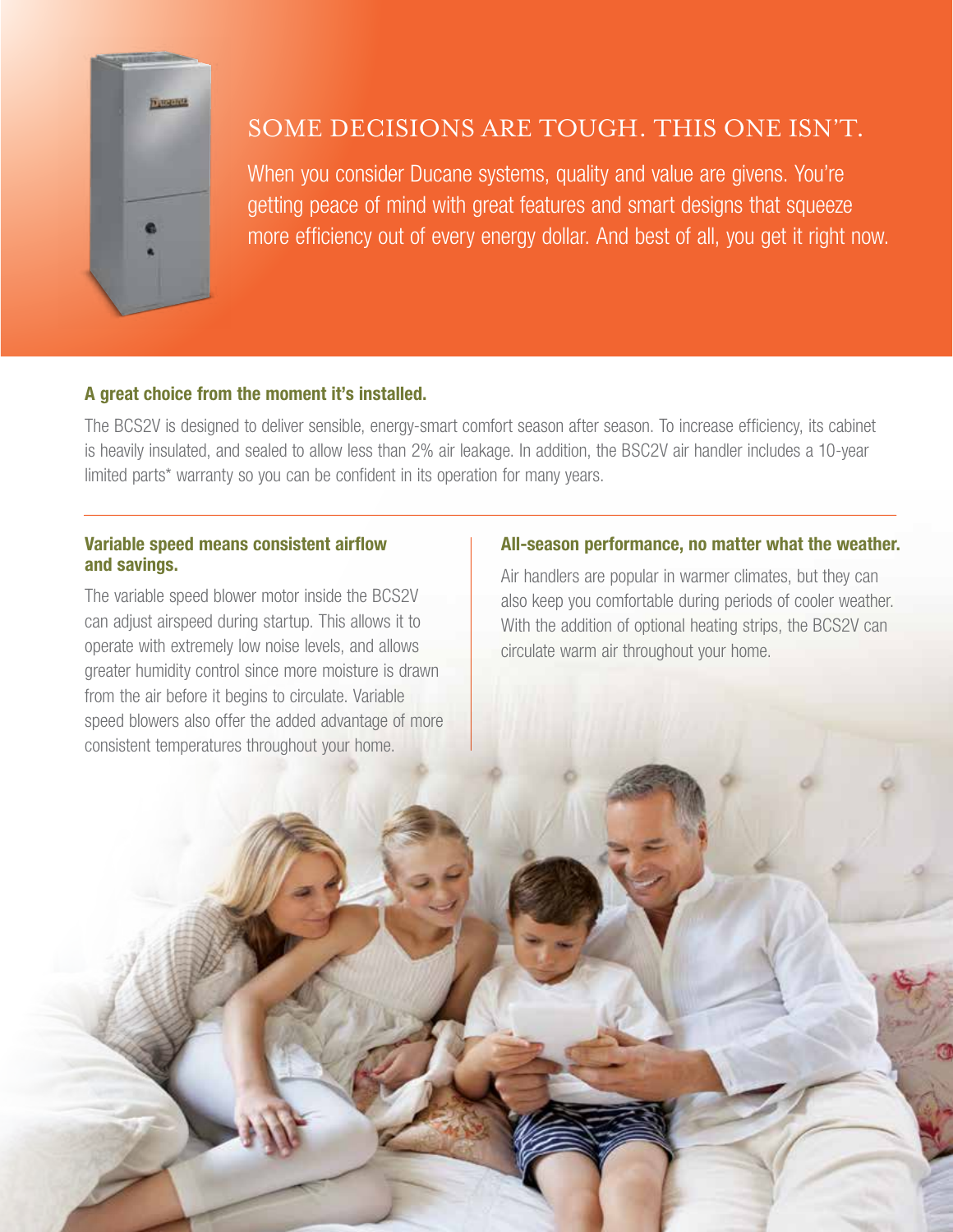# SOME DECISIONS ARE TOUGH. THIS ONE ISN'T.

When you consider Ducane systems, quality and value are givens. You're getting peace of mind with great features and smart designs that squeeze more efficiency out of every energy dollar. And best of all, you get it right now.

## A great choice from the moment it's installed.

The BCS2V is designed to deliver sensible, energy-smart comfort season after season. To increase efficiency, its cabinet is heavily insulated, and sealed to allow less than 2% air leakage. In addition, the BSC2V air handler includes a 10-year limited parts* warranty so you can be confident in its operation for many years.

## Variable speed means consistent airflow and savings.

The variable speed blower motor inside the BCS2V can adjust airspeed during startup. This allows it to operate with extremely low noise levels, and allows greater humidity control since more moisture is drawn from the air before it begins to circulate. Variable speed blowers also offer the added advantage of more consistent temperatures throughout your home.

## All-season performance, no matter what the weather.

Air handlers are popular in warmer climates, but they can also keep you comfortable during periods of cooler weather. With the addition of optional heating strips, the BCS2V can circulate warm air throughout your home.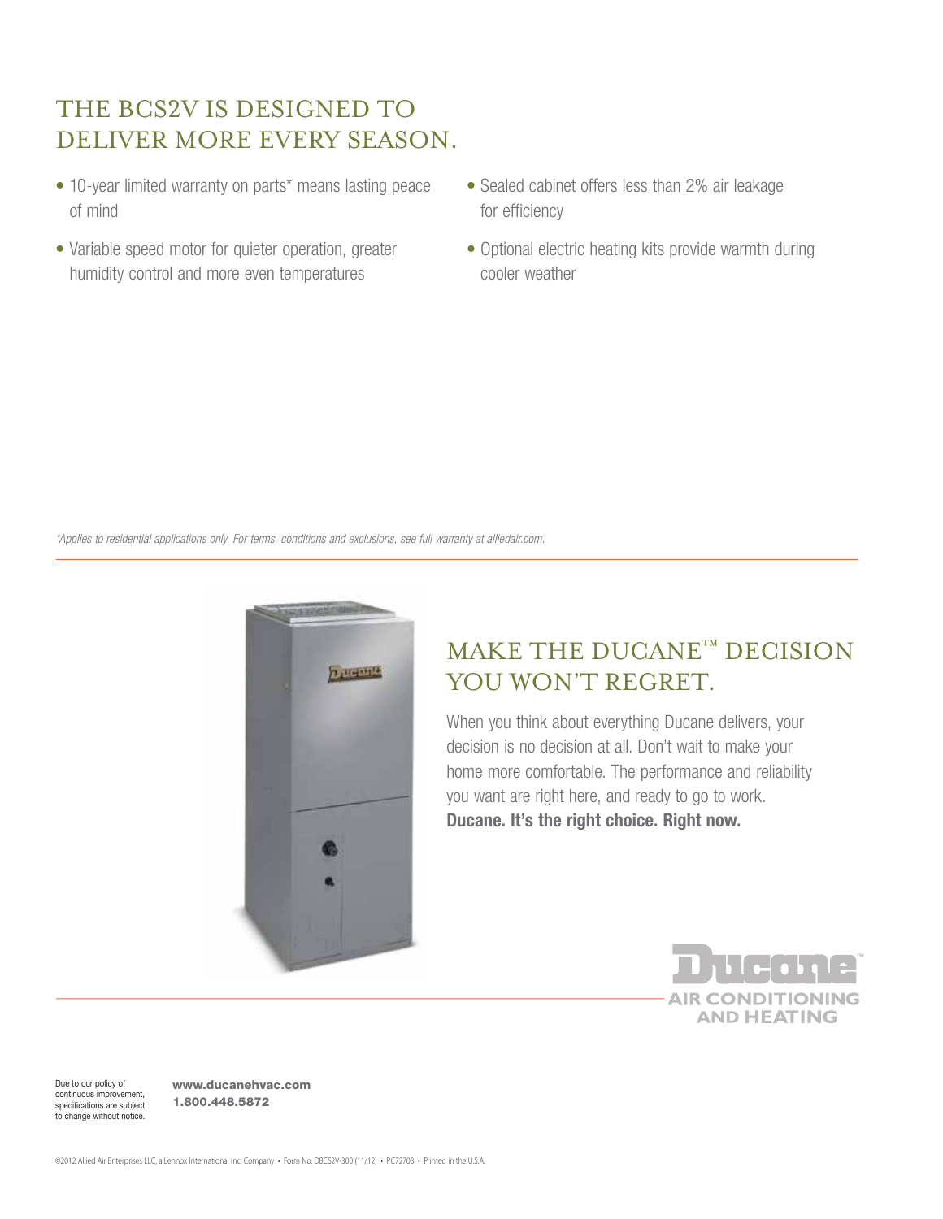## THE BCS2V IS DESIGNED TO DELIVER MORE EVERY SEASON.

- 10-year limited warranty on parts* means lasting peace of mind
- Variable speed motor for quieter operation, greater humidity control and more even temperatures
- Sealed cabinet offers less than 2% air leakage for efficiency
- Optional electric heating kits provide warmth during cooler weather

*\*Applies to residential applications only. For terms, conditions and exclusions, see full warranty at alliedair.com.*

## MAKE THE DUCANE™ DECISION YOU WON'T REGRET.

When you think about everything Ducane delivers, your decision is no decision at all. Don't wait to make your home more comfortable. The performance and reliability you want are right here, and ready to go to work. **Ducane. It's the right choice. Right now.**

Ducane™ AIR CONDITIONING AND HEATING

Due to our policy of continuous improvement, specifications are subject to change without notice.

**www.ducanehvac.com**
**1.800.448.5872**

©2012 Allied Air Enterprises LLC, a Lennox International Inc. Company • Form No. DBCS2V-300 (11/12) • PC72703 • Printed in the U.S.A.